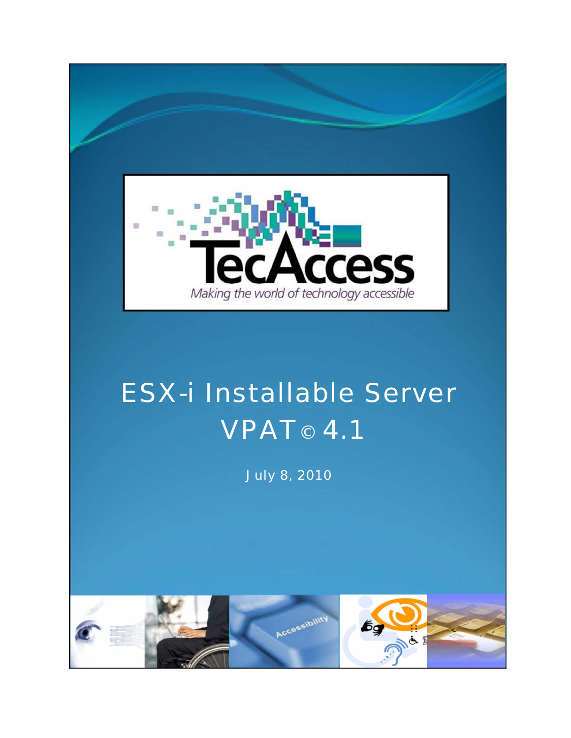TecAccess

*Making the world of technology accessible*

# ESX-i Installable Server VPAT© 4.1

July 8, 2010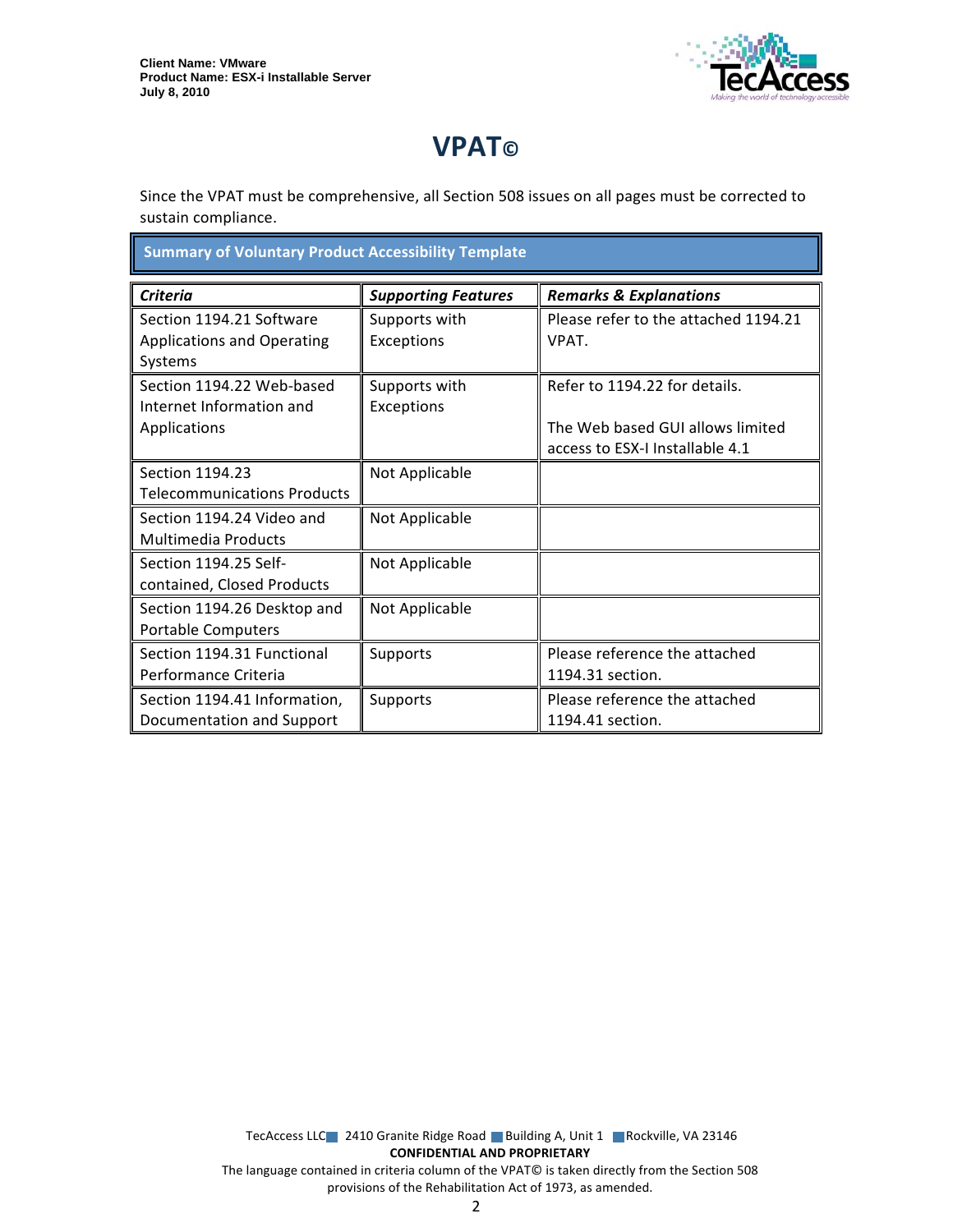# VPAT©

Since the VPAT must be comprehensive, all Section 508 issues on all pages must be corrected to sustain compliance.

**Summary of Voluntary Product Accessibility Template**

| ***Criteria*** | ***Supporting Features*** | ***Remarks & Explanations*** |
|---|---|---|
| Section 1194.21 Software Applications and Operating Systems | Supports with Exceptions | Please refer to the attached 1194.21 VPAT. |
| Section 1194.22 Web-based Internet Information and Applications | Supports with Exceptions | Refer to 1194.22 for details.<br><br>The Web based GUI allows limited access to ESX-I Installable 4.1 |
| Section 1194.23 Telecommunications Products | Not Applicable | |
| Section 1194.24 Video and Multimedia Products | Not Applicable | |
| Section 1194.25 Self-contained, Closed Products | Not Applicable | |
| Section 1194.26 Desktop and Portable Computers | Not Applicable | |
| Section 1194.31 Functional Performance Criteria | Supports | Please reference the attached 1194.31 section. |
| Section 1194.41 Information, Documentation and Support | Supports | Please reference the attached 1194.41 section. |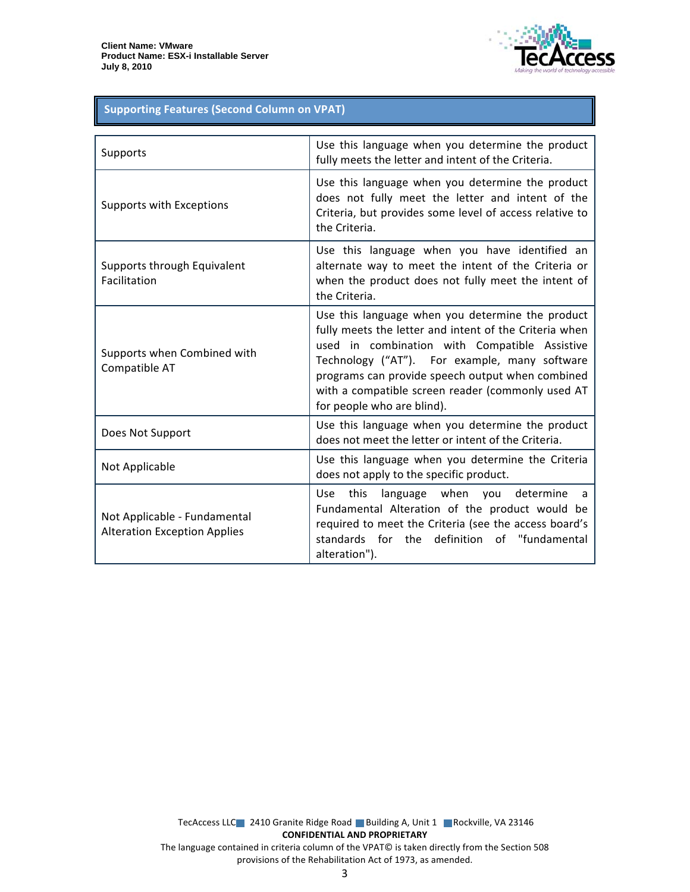## Supporting Features (Second Column on VPAT)

| | |
|---|---|
| Supports | Use this language when you determine the product fully meets the letter and intent of the Criteria. |
| Supports with Exceptions | Use this language when you determine the product does not fully meet the letter and intent of the Criteria, but provides some level of access relative to the Criteria. |
| Supports through Equivalent Facilitation | Use this language when you have identified an alternate way to meet the intent of the Criteria or when the product does not fully meet the intent of the Criteria. |
| Supports when Combined with Compatible AT | Use this language when you determine the product fully meets the letter and intent of the Criteria when used in combination with Compatible Assistive Technology (“AT”). For example, many software programs can provide speech output when combined with a compatible screen reader (commonly used AT for people who are blind). |
| Does Not Support | Use this language when you determine the product does not meet the letter or intent of the Criteria. |
| Not Applicable | Use this language when you determine the Criteria does not apply to the specific product. |
| Not Applicable - Fundamental Alteration Exception Applies | Use this language when you determine a Fundamental Alteration of the product would be required to meet the Criteria (see the access board’s standards for the definition of "fundamental alteration"). |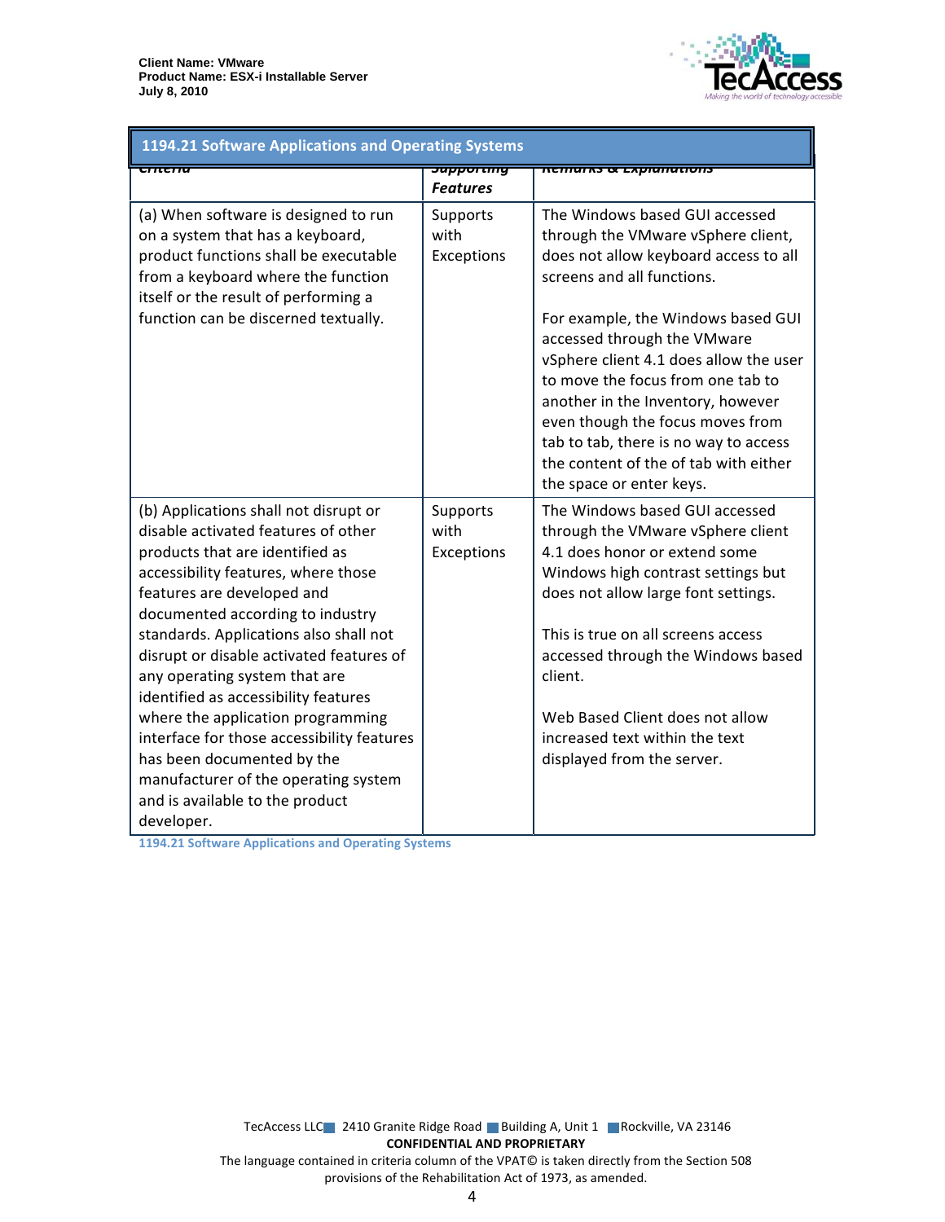| 1194.21 Software Applications and Operating Systems | | |
|---|---|---|
| Criteria | Supporting Features | Remarks & Explanations |
| (a) When software is designed to run on a system that has a keyboard, product functions shall be executable from a keyboard where the function itself or the result of performing a function can be discerned textually. | Supports with Exceptions | The Windows based GUI accessed through the VMware vSphere client, does not allow keyboard access to all screens and all functions.<br><br>For example, the Windows based GUI accessed through the VMware vSphere client 4.1 does allow the user to move the focus from one tab to another in the Inventory, however even though the focus moves from tab to tab, there is no way to access the content of the of tab with either the space or enter keys. |
| (b) Applications shall not disrupt or disable activated features of other products that are identified as accessibility features, where those features are developed and documented according to industry standards. Applications also shall not disrupt or disable activated features of any operating system that are identified as accessibility features where the application programming interface for those accessibility features has been documented by the manufacturer of the operating system and is available to the product developer. | Supports with Exceptions | The Windows based GUI accessed through the VMware vSphere client 4.1 does honor or extend some Windows high contrast settings but does not allow large font settings.<br><br>This is true on all screens access accessed through the Windows based client.<br><br>Web Based Client does not allow increased text within the text displayed from the server. |

1194.21 Software Applications and Operating Systems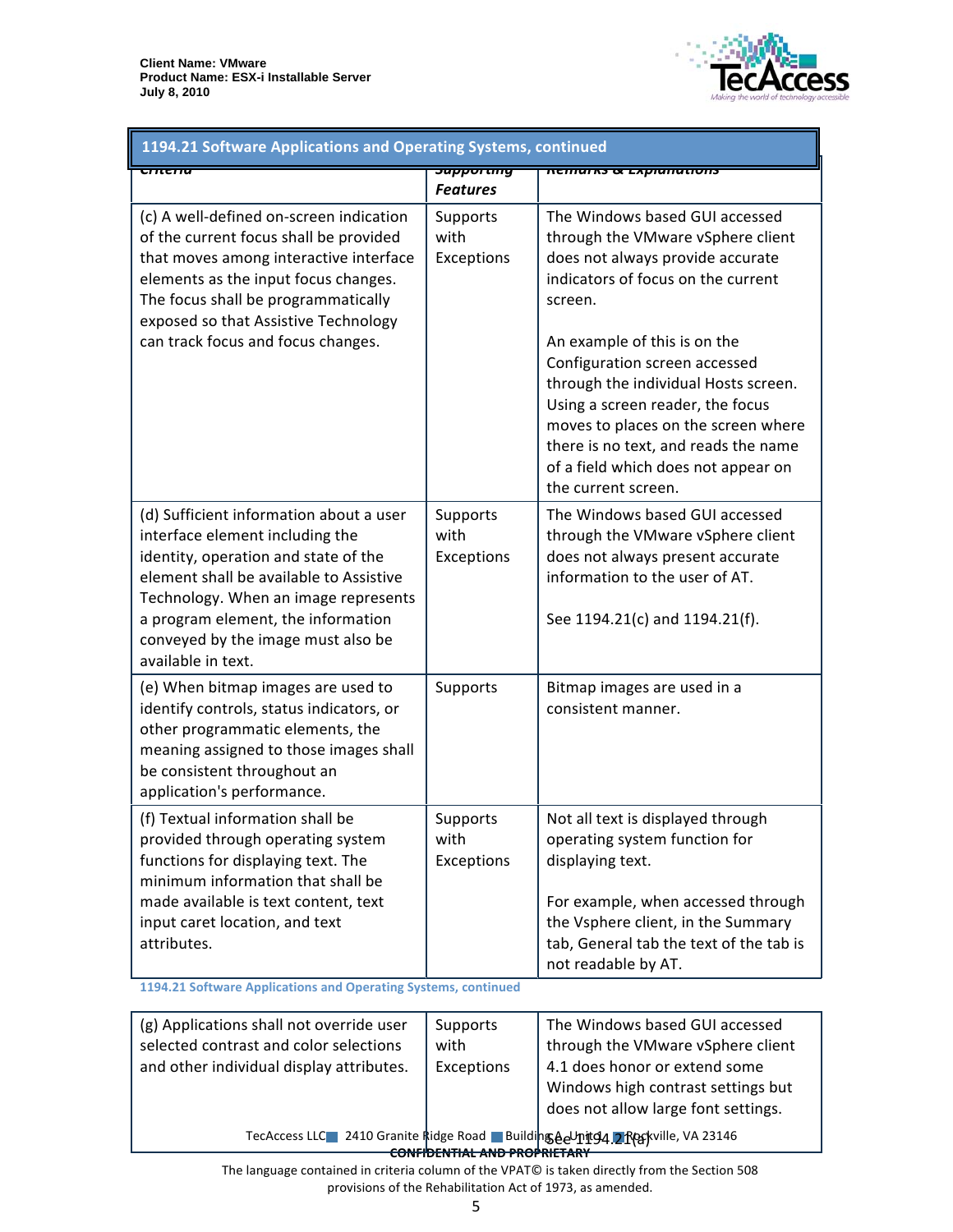## 1194.21 Software Applications and Operating Systems, continued

| Criteria | Supporting Features | Remarks & Explanations |
|---|---|---|
| (c) A well-defined on-screen indication of the current focus shall be provided that moves among interactive interface elements as the input focus changes. The focus shall be programmatically exposed so that Assistive Technology can track focus and focus changes. | Supports with Exceptions | The Windows based GUI accessed through the VMware vSphere client does not always provide accurate indicators of focus on the current screen.<br><br>An example of this is on the Configuration screen accessed through the individual Hosts screen. Using a screen reader, the focus moves to places on the screen where there is no text, and reads the name of a field which does not appear on the current screen. |
| (d) Sufficient information about a user interface element including the identity, operation and state of the element shall be available to Assistive Technology. When an image represents a program element, the information conveyed by the image must also be available in text. | Supports with Exceptions | The Windows based GUI accessed through the VMware vSphere client does not always present accurate information to the user of AT.<br><br>See 1194.21(c) and 1194.21(f). |
| (e) When bitmap images are used to identify controls, status indicators, or other programmatic elements, the meaning assigned to those images shall be consistent throughout an application's performance. | Supports | Bitmap images are used in a consistent manner. |
| (f) Textual information shall be provided through operating system functions for displaying text. The minimum information that shall be made available is text content, text input caret location, and text attributes. | Supports with Exceptions | Not all text is displayed through operating system function for displaying text.<br><br>For example, when accessed through the Vsphere client, in the Summary tab, General tab the text of the tab is not readable by AT. |

1194.21 Software Applications and Operating Systems, continued

| Criteria | Supporting Features | Remarks & Explanations |
|---|---|---|
| (g) Applications shall not override user selected contrast and color selections and other individual display attributes. | Supports with Exceptions | The Windows based GUI accessed through the VMware vSphere client 4.1 does honor or extend some Windows high contrast settings but does not allow large font settings.<br><br>See 1194.21(a) |

TecAccess LLC 2410 Granite Ridge Road Building A, Unit 1 Rockville, VA 23146
CONFIDENTIAL AND PROPRIETARY

The language contained in criteria column of the VPAT© is taken directly from the Section 508 provisions of the Rehabilitation Act of 1973, as amended.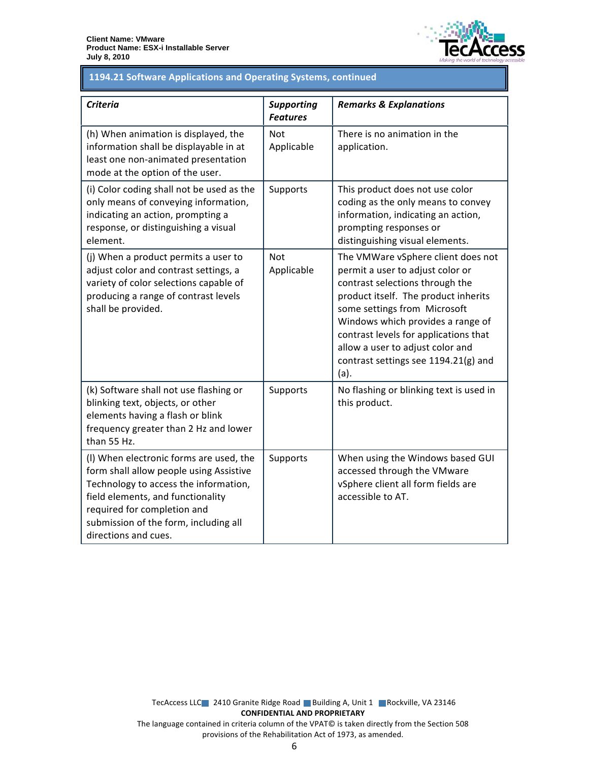## 1194.21 Software Applications and Operating Systems, continued

| *Criteria* | *Supporting Features* | *Remarks & Explanations* |
|---|---|---|
| (h) When animation is displayed, the information shall be displayable in at least one non-animated presentation mode at the option of the user. | Not Applicable | There is no animation in the application. |
| (i) Color coding shall not be used as the only means of conveying information, indicating an action, prompting a response, or distinguishing a visual element. | Supports | This product does not use color coding as the only means to convey information, indicating an action, prompting responses or distinguishing visual elements. |
| (j) When a product permits a user to adjust color and contrast settings, a variety of color selections capable of producing a range of contrast levels shall be provided. | Not Applicable | The VMWare vSphere client does not permit a user to adjust color or contrast selections through the product itself. The product inherits some settings from Microsoft Windows which provides a range of contrast levels for applications that allow a user to adjust color and contrast settings see 1194.21(g) and (a). |
| (k) Software shall not use flashing or blinking text, objects, or other elements having a flash or blink frequency greater than 2 Hz and lower than 55 Hz. | Supports | No flashing or blinking text is used in this product. |
| (l) When electronic forms are used, the form shall allow people using Assistive Technology to access the information, field elements, and functionality required for completion and submission of the form, including all directions and cues. | Supports | When using the Windows based GUI accessed through the VMware vSphere client all form fields are accessible to AT. |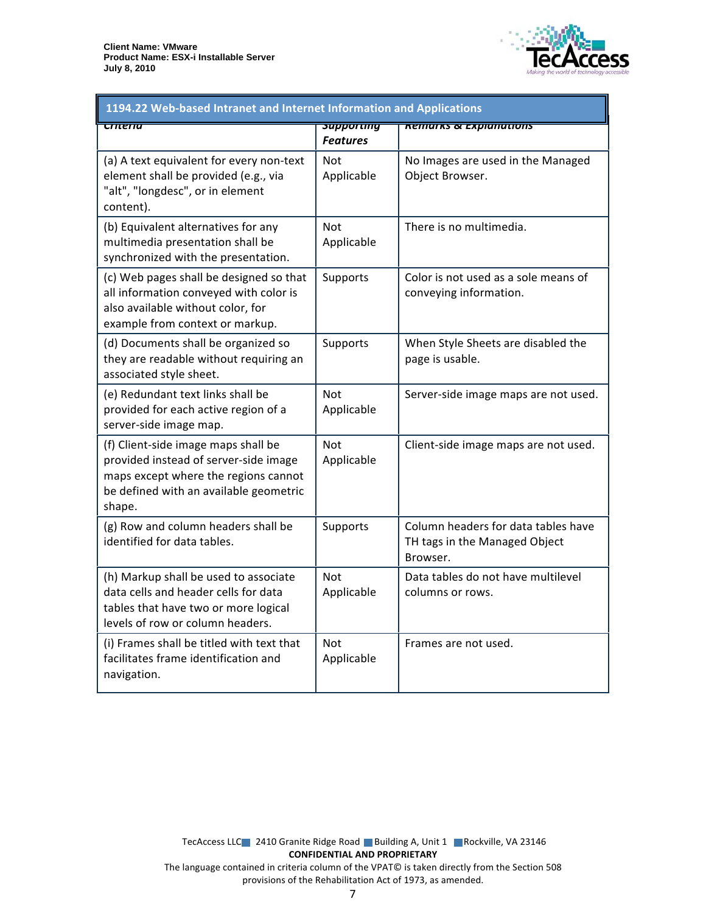| 1194.22 Web-based Intranet and Internet Information and Applications | | |
|---|---|---|
| ***Criteria*** | ***Supporting Features*** | ***Remarks & Explanations*** |
| (a) A text equivalent for every non-text element shall be provided (e.g., via "alt", "longdesc", or in element content). | Not Applicable | No Images are used in the Managed Object Browser. |
| (b) Equivalent alternatives for any multimedia presentation shall be synchronized with the presentation. | Not Applicable | There is no multimedia. |
| (c) Web pages shall be designed so that all information conveyed with color is also available without color, for example from context or markup. | Supports | Color is not used as a sole means of conveying information. |
| (d) Documents shall be organized so they are readable without requiring an associated style sheet. | Supports | When Style Sheets are disabled the page is usable. |
| (e) Redundant text links shall be provided for each active region of a server-side image map. | Not Applicable | Server-side image maps are not used. |
| (f) Client-side image maps shall be provided instead of server-side image maps except where the regions cannot be defined with an available geometric shape. | Not Applicable | Client-side image maps are not used. |
| (g) Row and column headers shall be identified for data tables. | Supports | Column headers for data tables have TH tags in the Managed Object Browser. |
| (h) Markup shall be used to associate data cells and header cells for data tables that have two or more logical levels of row or column headers. | Not Applicable | Data tables do not have multilevel columns or rows. |
| (i) Frames shall be titled with text that facilitates frame identification and navigation. | Not Applicable | Frames are not used. |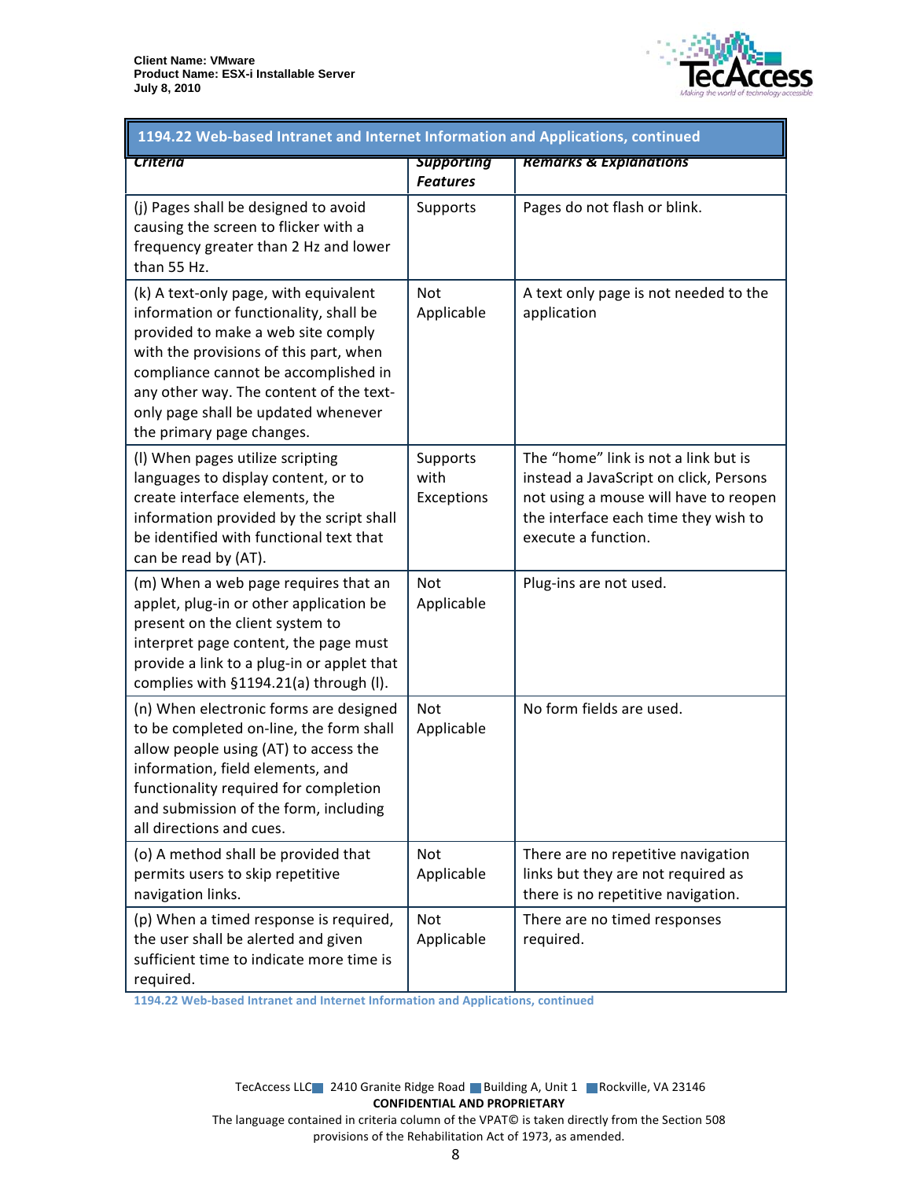| 1194.22 Web-based Intranet and Internet Information and Applications, continued | | |
|---|---|---|
| ***Criteria*** | ***Supporting Features*** | ***Remarks & Explanations*** |
| (j) Pages shall be designed to avoid causing the screen to flicker with a frequency greater than 2 Hz and lower than 55 Hz. | Supports | Pages do not flash or blink. |
| (k) A text-only page, with equivalent information or functionality, shall be provided to make a web site comply with the provisions of this part, when compliance cannot be accomplished in any other way. The content of the text-only page shall be updated whenever the primary page changes. | Not Applicable | A text only page is not needed to the application |
| (l) When pages utilize scripting languages to display content, or to create interface elements, the information provided by the script shall be identified with functional text that can be read by (AT). | Supports with Exceptions | The "home" link is not a link but is instead a JavaScript on click, Persons not using a mouse will have to reopen the interface each time they wish to execute a function. |
| (m) When a web page requires that an applet, plug-in or other application be present on the client system to interpret page content, the page must provide a link to a plug-in or applet that complies with §1194.21(a) through (l). | Not Applicable | Plug-ins are not used. |
| (n) When electronic forms are designed to be completed on-line, the form shall allow people using (AT) to access the information, field elements, and functionality required for completion and submission of the form, including all directions and cues. | Not Applicable | No form fields are used. |
| (o) A method shall be provided that permits users to skip repetitive navigation links. | Not Applicable | There are no repetitive navigation links but they are not required as there is no repetitive navigation. |
| (p) When a timed response is required, the user shall be alerted and given sufficient time to indicate more time is required. | Not Applicable | There are no timed responses required. |

1194.22 Web-based Intranet and Internet Information and Applications, continued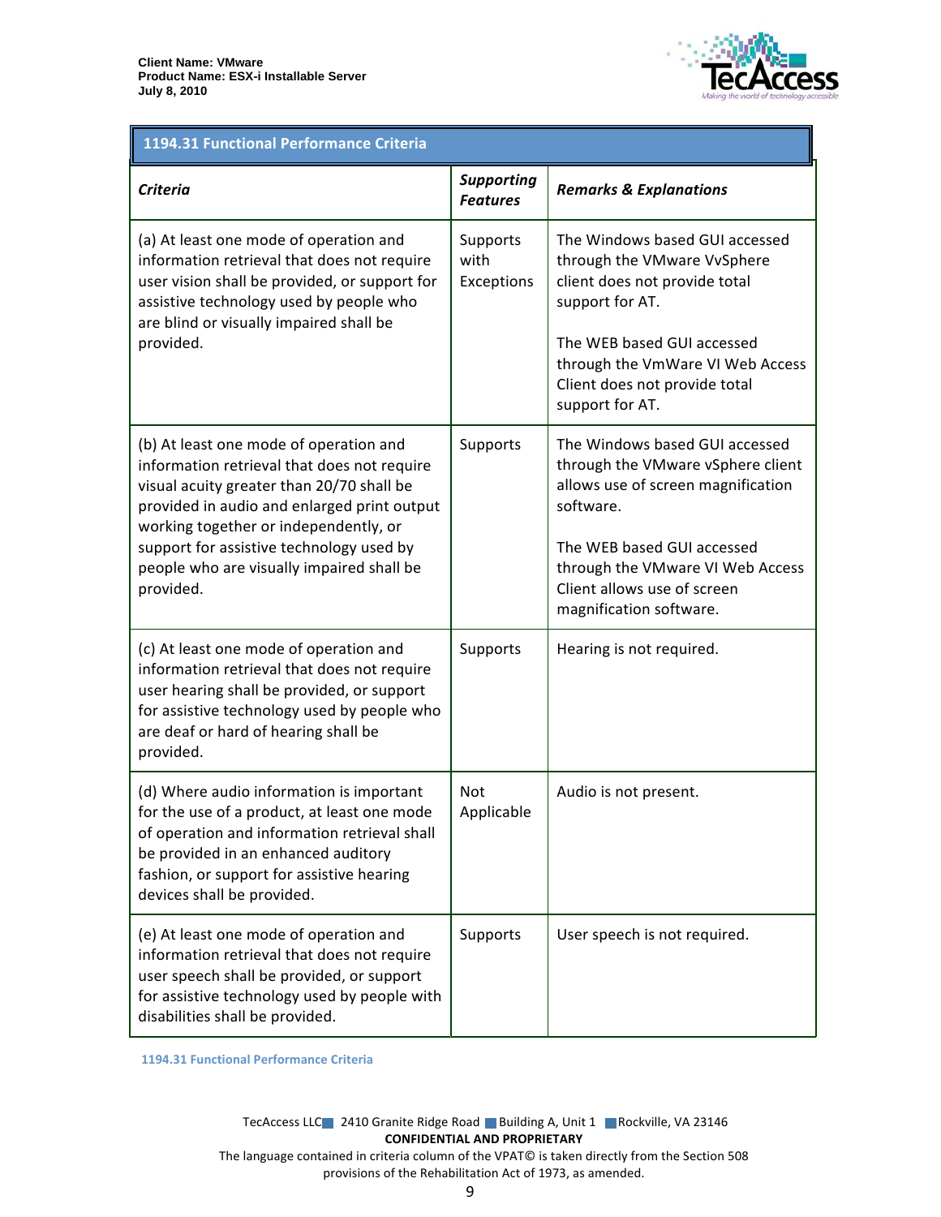| 1194.31 Functional Performance Criteria | | |
|---|---|---|
| ***Criteria*** | ***Supporting Features*** | ***Remarks & Explanations*** |
| (a) At least one mode of operation and information retrieval that does not require user vision shall be provided, or support for assistive technology used by people who are blind or visually impaired shall be provided. | Supports with Exceptions | The Windows based GUI accessed through the VMware VvSphere client does not provide total support for AT.<br><br>The WEB based GUI accessed through the VmWare VI Web Access Client does not provide total support for AT. |
| (b) At least one mode of operation and information retrieval that does not require visual acuity greater than 20/70 shall be provided in audio and enlarged print output working together or independently, or support for assistive technology used by people who are visually impaired shall be provided. | Supports | The Windows based GUI accessed through the VMware vSphere client allows use of screen magnification software.<br><br>The WEB based GUI accessed through the VMware VI Web Access Client allows use of screen magnification software. |
| (c) At least one mode of operation and information retrieval that does not require user hearing shall be provided, or support for assistive technology used by people who are deaf or hard of hearing shall be provided. | Supports | Hearing is not required. |
| (d) Where audio information is important for the use of a product, at least one mode of operation and information retrieval shall be provided in an enhanced auditory fashion, or support for assistive hearing devices shall be provided. | Not Applicable | Audio is not present. |
| (e) At least one mode of operation and information retrieval that does not require user speech shall be provided, or support for assistive technology used by people with disabilities shall be provided. | Supports | User speech is not required. |

1194.31 Functional Performance Criteria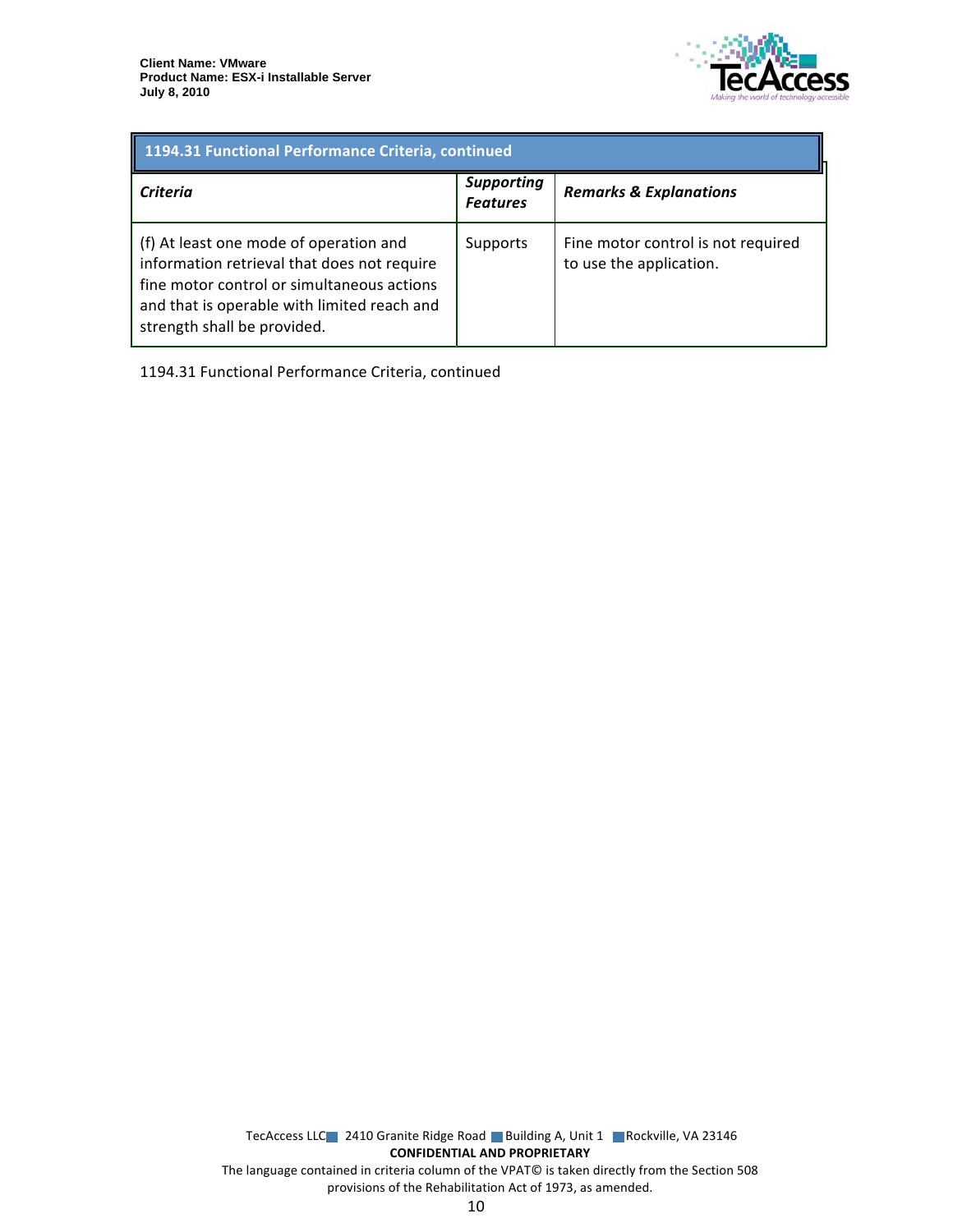| 1194.31 Functional Performance Criteria, continued | | |
|---|---|---|
| ***Criteria*** | ***Supporting Features*** | ***Remarks & Explanations*** |
| (f) At least one mode of operation and information retrieval that does not require fine motor control or simultaneous actions and that is operable with limited reach and strength shall be provided. | Supports | Fine motor control is not required to use the application. |

1194.31 Functional Performance Criteria, continued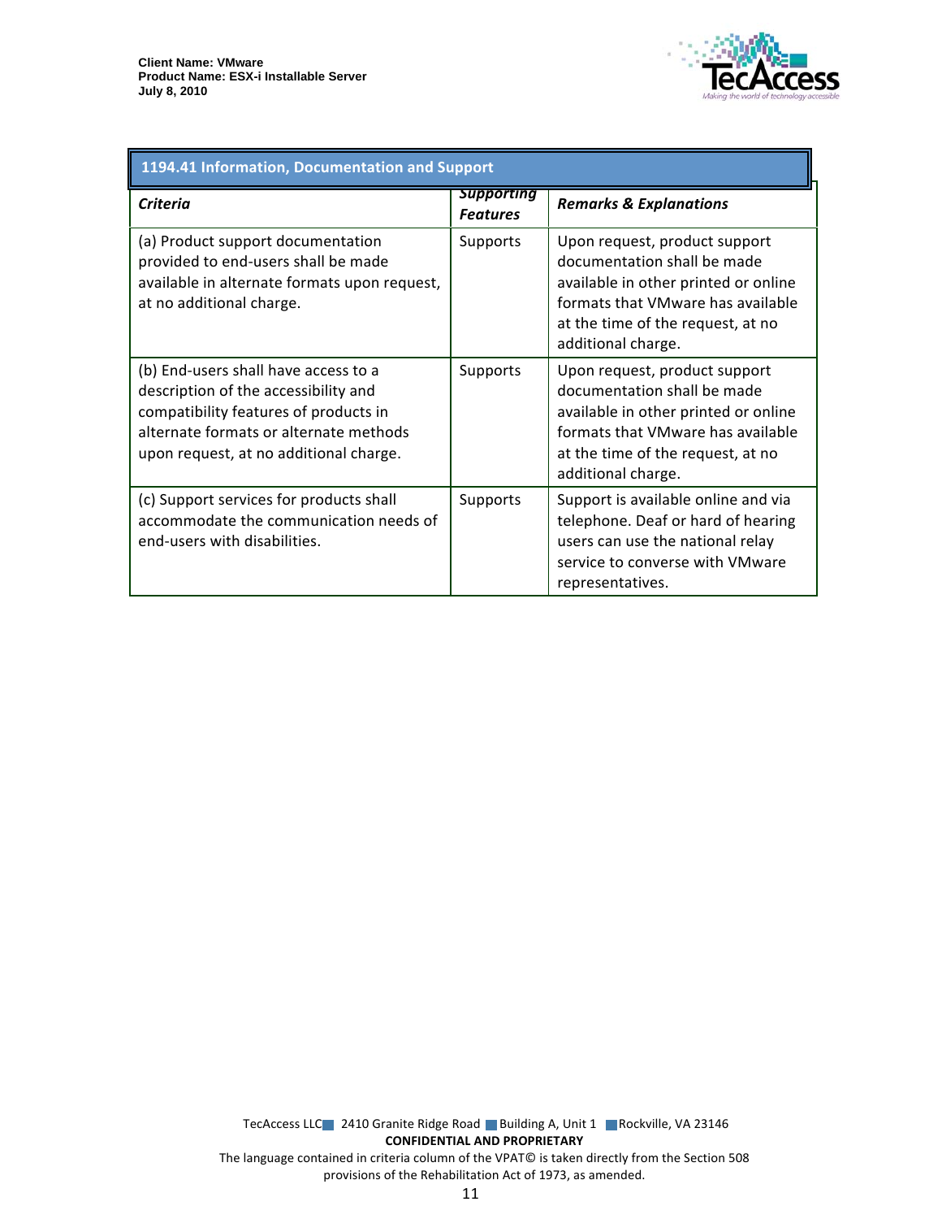| 1194.41 Information, Documentation and Support | | |
|---|---|---|
| ***Criteria*** | ***Supporting Features*** | ***Remarks & Explanations*** |
| (a) Product support documentation provided to end-users shall be made available in alternate formats upon request, at no additional charge. | Supports | Upon request, product support documentation shall be made available in other printed or online formats that VMware has available at the time of the request, at no additional charge. |
| (b) End-users shall have access to a description of the accessibility and compatibility features of products in alternate formats or alternate methods upon request, at no additional charge. | Supports | Upon request, product support documentation shall be made available in other printed or online formats that VMware has available at the time of the request, at no additional charge. |
| (c) Support services for products shall accommodate the communication needs of end-users with disabilities. | Supports | Support is available online and via telephone. Deaf or hard of hearing users can use the national relay service to converse with VMware representatives. |